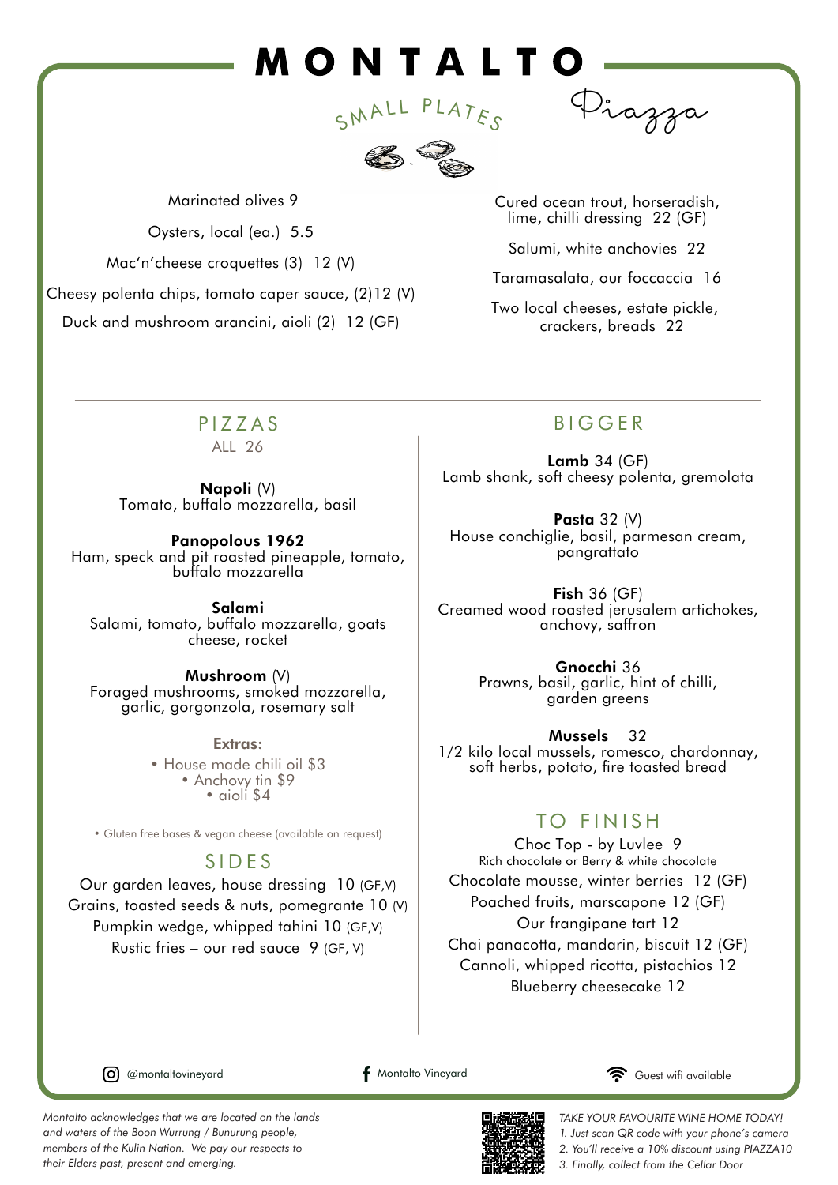# MONTALTO

## SMALL PLATES

Piazza

Marinated olives 9

Oysters, local (ea.) 5.5

Mac'n'cheese croquettes (3) 12 (V)

Cheesy polenta chips, tomato caper sauce, (2)12 (V)

Duck and mushroom arancini, aioli (2) 12 (GF)

Cured ocean trout, horseradish, lime, chilli dressing 22 (GF)

Salumi, white anchovies 22

Taramasalata, our foccaccia 16

Two local cheeses, estate pickle, crackers, breads 22

## PIZZAS

ALL 26

**Napoli** (V)
Tomato, buffalo mozzarella, basil

**Panopolous 1962**
Ham, speck and pit roasted pineapple, tomato, buffalo mozzarella

**Salami**
Salami, tomato, buffalo mozzarella, goats cheese, rocket

**Mushroom** (V)
Foraged mushrooms, smoked mozzarella, garlic, gorgonzola, rosemary salt

**Extras:**

- House made chili oil $3
- Anchovy tin $9
- aioli $4

• Gluten free bases & vegan cheese (available on request)

## SIDES

Our garden leaves, house dressing 10 (GF,V)

Grains, toasted seeds & nuts, pomegrante 10 (V)

Pumpkin wedge, whipped tahini 10 (GF,V)

Rustic fries – our red sauce 9 (GF, V)

## BIGGER

**Lamb** 34 (GF)
Lamb shank, soft cheesy polenta, gremolata

**Pasta** 32 (V)
House conchiglie, basil, parmesan cream, pangrattato

**Fish** 36 (GF)
Creamed wood roasted jerusalem artichokes, anchovy, saffron

**Gnocchi** 36
Prawns, basil, garlic, hint of chilli, garden greens

**Mussels** 32
1/2 kilo local mussels, romesco, chardonnay, soft herbs, potato, fire toasted bread

## TO FINISH

Choc Top - by Luvlee 9
Rich chocolate or Berry & white chocolate

Chocolate mousse, winter berries 12 (GF)

Poached fruits, marscapone 12 (GF)

Our frangipane tart 12

Chai panacotta, mandarin, biscuit 12 (GF)

Cannoli, whipped ricotta, pistachios 12

Blueberry cheesecake 12

@montaltovineyard

Montalto Vineyard

Guest wifi available

*Montalto acknowledges that we are located on the lands and waters of the Boon Wurrung / Bunurung people, members of the Kulin Nation. We pay our respects to their Elders past, present and emerging.*

*TAKE YOUR FAVOURITE WINE HOME TODAY!*
*1. Just scan QR code with your phone's camera*
*2. You'll receive a 10% discount using PIAZZA10*
*3. Finally, collect from the Cellar Door*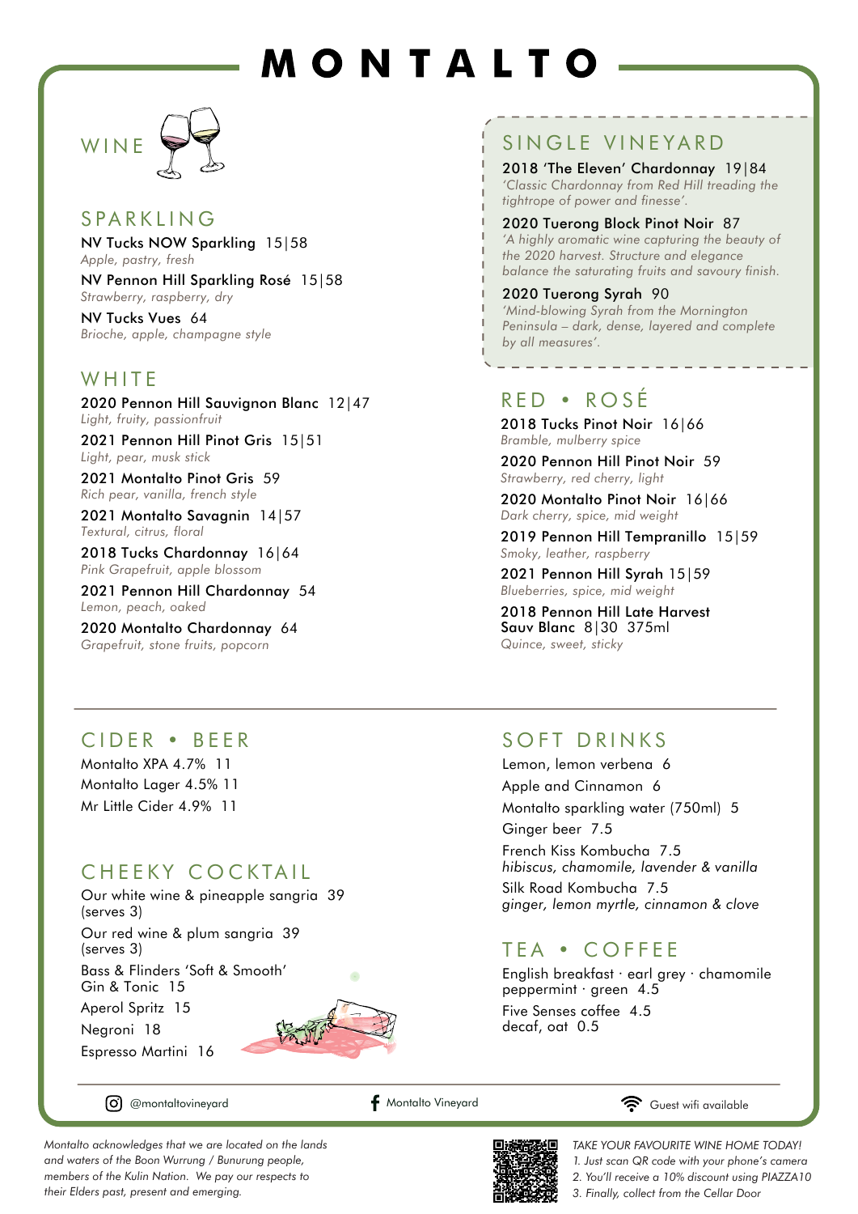# MONTALTO

## WINE

### SPARKLING

NV Tucks NOW Sparkling 15|58
*Apple, pastry, fresh*

NV Pennon Hill Sparkling Rosé 15|58
*Strawberry, raspberry, dry*

NV Tucks Vues 64
*Brioche, apple, champagne style*

### WHITE

2020 Pennon Hill Sauvignon Blanc 12|47
*Light, fruity, passionfruit*

2021 Pennon Hill Pinot Gris 15|51
*Light, pear, musk stick*

2021 Montalto Pinot Gris 59
*Rich pear, vanilla, french style*

2021 Montalto Savagnin 14|57
*Textural, citrus, floral*

2018 Tucks Chardonnay 16|64
*Pink Grapefruit, apple blossom*

2021 Pennon Hill Chardonnay 54
*Lemon, peach, oaked*

2020 Montalto Chardonnay 64
*Grapefruit, stone fruits, popcorn*

### SINGLE VINEYARD

2018 'The Eleven' Chardonnay 19|84
*'Classic Chardonnay from Red Hill treading the tightrope of power and finesse'.*

2020 Tuerong Block Pinot Noir 87
*'A highly aromatic wine capturing the beauty of the 2020 harvest. Structure and elegance balance the saturating fruits and savoury finish.*

2020 Tuerong Syrah 90
*'Mind-blowing Syrah from the Mornington Peninsula – dark, dense, layered and complete by all measures'.*

### RED • ROSÉ

2018 Tucks Pinot Noir 16|66
*Bramble, mulberry spice*

2020 Pennon Hill Pinot Noir 59
*Strawberry, red cherry, light*

2020 Montalto Pinot Noir 16|66
*Dark cherry, spice, mid weight*

2019 Pennon Hill Tempranillo 15|59
*Smoky, leather, raspberry*

2021 Pennon Hill Syrah 15|59
*Blueberries, spice, mid weight*

2018 Pennon Hill Late Harvest Sauv Blanc 8|30 375ml
*Quince, sweet, sticky*

### CIDER • BEER

Montalto XPA 4.7% 11
Montalto Lager 4.5% 11
Mr Little Cider 4.9% 11

### CHEEKY COCKTAIL

Our white wine & pineapple sangria 39 (serves 3)

Our red wine & plum sangria 39 (serves 3)

Bass & Flinders 'Soft & Smooth' Gin & Tonic 15

Aperol Spritz 15

Negroni 18

Espresso Martini 16

### SOFT DRINKS

Lemon, lemon verbena 6

Apple and Cinnamon 6

Montalto sparkling water (750ml) 5

Ginger beer 7.5

French Kiss Kombucha 7.5
*hibiscus, chamomile, lavender & vanilla*

Silk Road Kombucha 7.5
*ginger, lemon myrtle, cinnamon & clove*

### TEA • COFFEE

English breakfast · earl grey · chamomile peppermint · green 4.5

Five Senses coffee 4.5
decaf, oat 0.5

@montaltovineyard | Montalto Vineyard | Guest wifi available

*Montalto acknowledges that we are located on the lands and waters of the Boon Wurrung / Bunurung people, members of the Kulin Nation. We pay our respects to their Elders past, present and emerging.*

*TAKE YOUR FAVOURITE WINE HOME TODAY!*
*1. Just scan QR code with your phone's camera*
*2. You'll receive a 10% discount using PIAZZA10*
*3. Finally, collect from the Cellar Door*